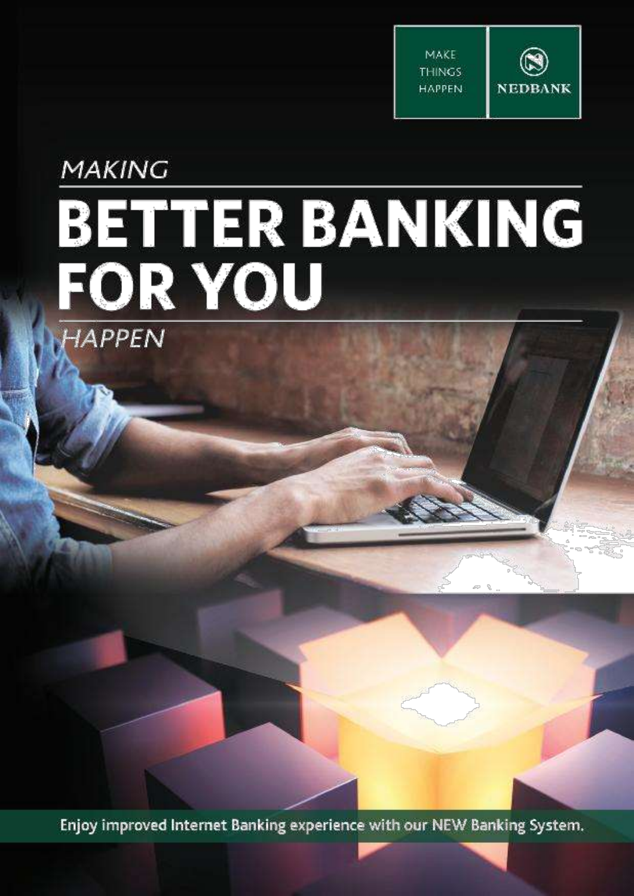MAKE THINGS HAPPEN

NEDBANK

*MAKING*

# BETTER BANKING FOR YOU

*HAPPEN*

Enjoy improved Internet Banking experience with our NEW Banking System.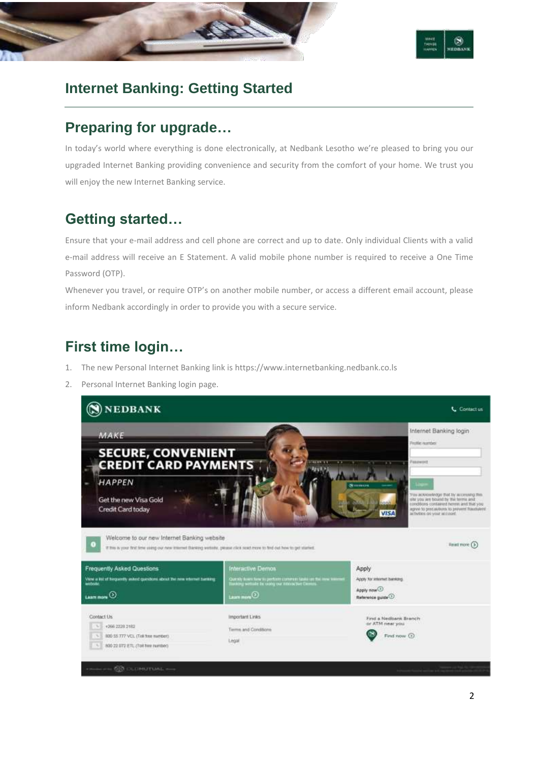# Internet Banking: Getting Started

## Preparing for upgrade…

In today's world where everything is done electronically, at Nedbank Lesotho we're pleased to bring you our upgraded Internet Banking providing convenience and security from the comfort of your home. We trust you will enjoy the new Internet Banking service.

## Getting started…

Ensure that your e-mail address and cell phone are correct and up to date. Only individual Clients with a valid e-mail address will receive an E Statement. A valid mobile phone number is required to receive a One Time Password (OTP).

Whenever you travel, or require OTP's on another mobile number, or access a different email account, please inform Nedbank accordingly in order to provide you with a secure service.

## First time login…

1. The new Personal Internet Banking link is https://www.internetbanking.nedbank.co.ls
2. Personal Internet Banking login page.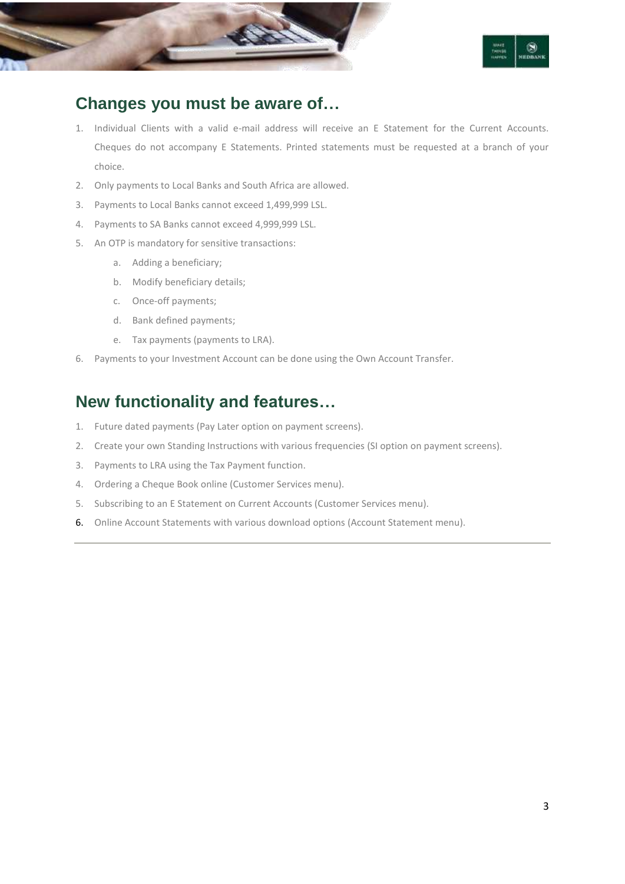## Changes you must be aware of…

1. Individual Clients with a valid e-mail address will receive an E Statement for the Current Accounts. Cheques do not accompany E Statements. Printed statements must be requested at a branch of your choice.
2. Only payments to Local Banks and South Africa are allowed.
3. Payments to Local Banks cannot exceed 1,499,999 LSL.
4. Payments to SA Banks cannot exceed 4,999,999 LSL.
5. An OTP is mandatory for sensitive transactions:
   a. Adding a beneficiary;
   b. Modify beneficiary details;
   c. Once-off payments;
   d. Bank defined payments;
   e. Tax payments (payments to LRA).
6. Payments to your Investment Account can be done using the Own Account Transfer.

## New functionality and features…

1. Future dated payments (Pay Later option on payment screens).
2. Create your own Standing Instructions with various frequencies (SI option on payment screens).
3. Payments to LRA using the Tax Payment function.
4. Ordering a Cheque Book online (Customer Services menu).
5. Subscribing to an E Statement on Current Accounts (Customer Services menu).
6. Online Account Statements with various download options (Account Statement menu).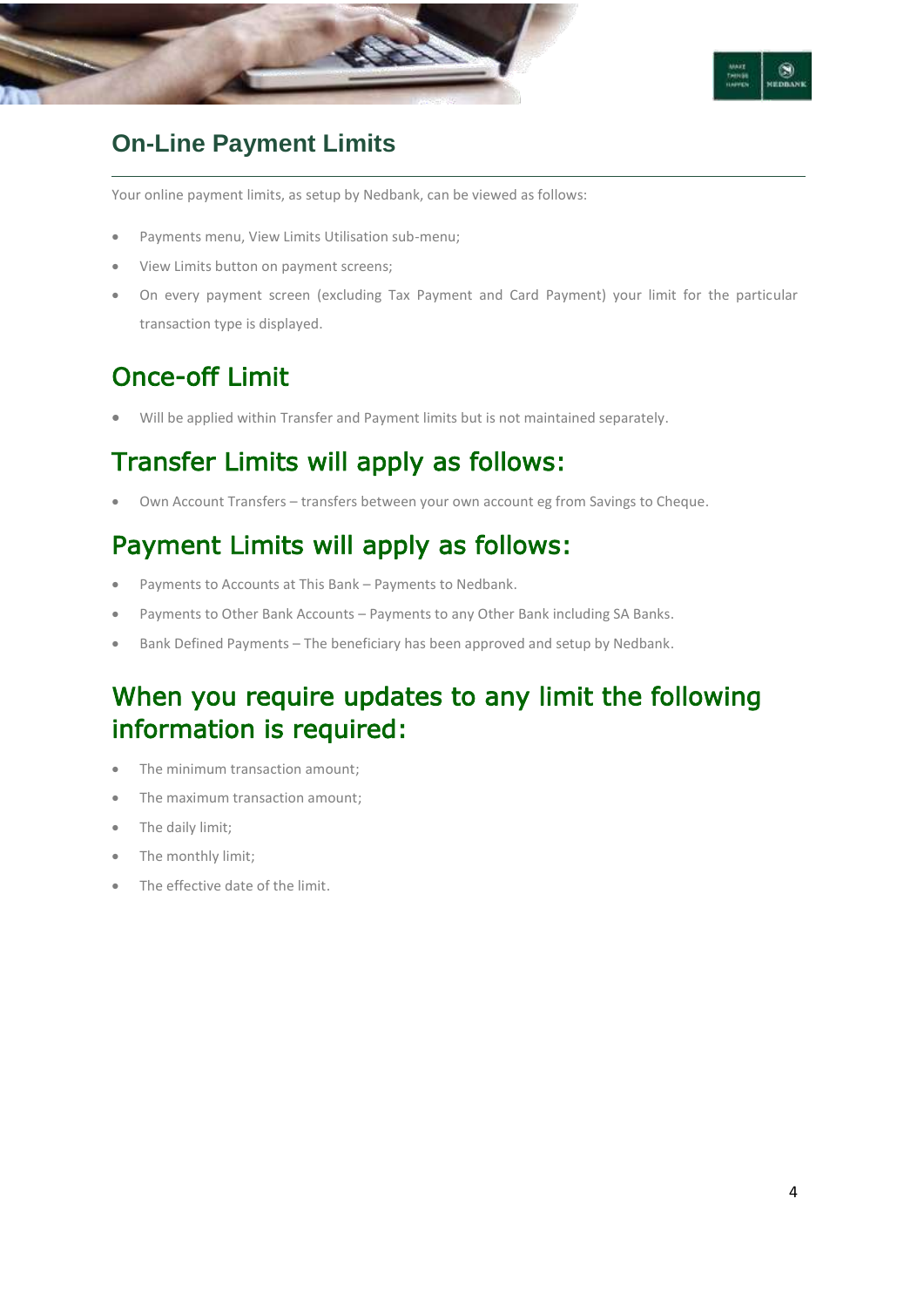## On-Line Payment Limits

Your online payment limits, as setup by Nedbank, can be viewed as follows:

- Payments menu, View Limits Utilisation sub-menu;
- View Limits button on payment screens;
- On every payment screen (excluding Tax Payment and Card Payment) your limit for the particular transaction type is displayed.

## Once-off Limit

- Will be applied within Transfer and Payment limits but is not maintained separately.

## Transfer Limits will apply as follows:

- Own Account Transfers – transfers between your own account eg from Savings to Cheque.

## Payment Limits will apply as follows:

- Payments to Accounts at This Bank – Payments to Nedbank.
- Payments to Other Bank Accounts – Payments to any Other Bank including SA Banks.
- Bank Defined Payments – The beneficiary has been approved and setup by Nedbank.

## When you require updates to any limit the following information is required:

- The minimum transaction amount;
- The maximum transaction amount;
- The daily limit;
- The monthly limit;
- The effective date of the limit.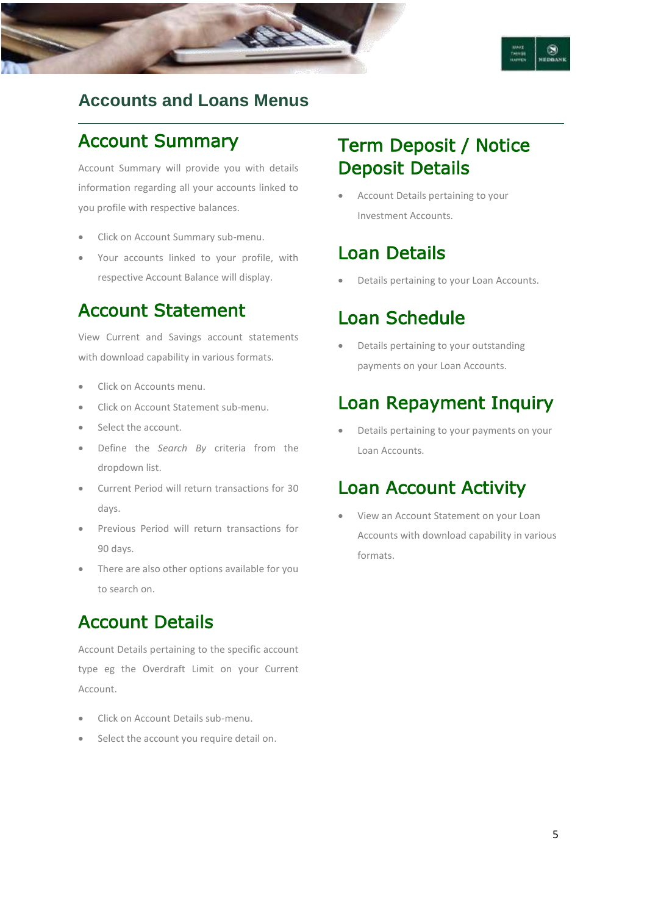# Accounts and Loans Menus

## Account Summary

Account Summary will provide you with details information regarding all your accounts linked to you profile with respective balances.

- Click on Account Summary sub-menu.
- Your accounts linked to your profile, with respective Account Balance will display.

## Account Statement

View Current and Savings account statements with download capability in various formats.

- Click on Accounts menu.
- Click on Account Statement sub-menu.
- Select the account.
- Define the *Search By* criteria from the dropdown list.
- Current Period will return transactions for 30 days.
- Previous Period will return transactions for 90 days.
- There are also other options available for you to search on.

## Account Details

Account Details pertaining to the specific account type eg the Overdraft Limit on your Current Account.

- Click on Account Details sub-menu.
- Select the account you require detail on.

## Term Deposit / Notice Deposit Details

- Account Details pertaining to your Investment Accounts.

## Loan Details

- Details pertaining to your Loan Accounts.

## Loan Schedule

- Details pertaining to your outstanding payments on your Loan Accounts.

## Loan Repayment Inquiry

- Details pertaining to your payments on your Loan Accounts.

## Loan Account Activity

- View an Account Statement on your Loan Accounts with download capability in various formats.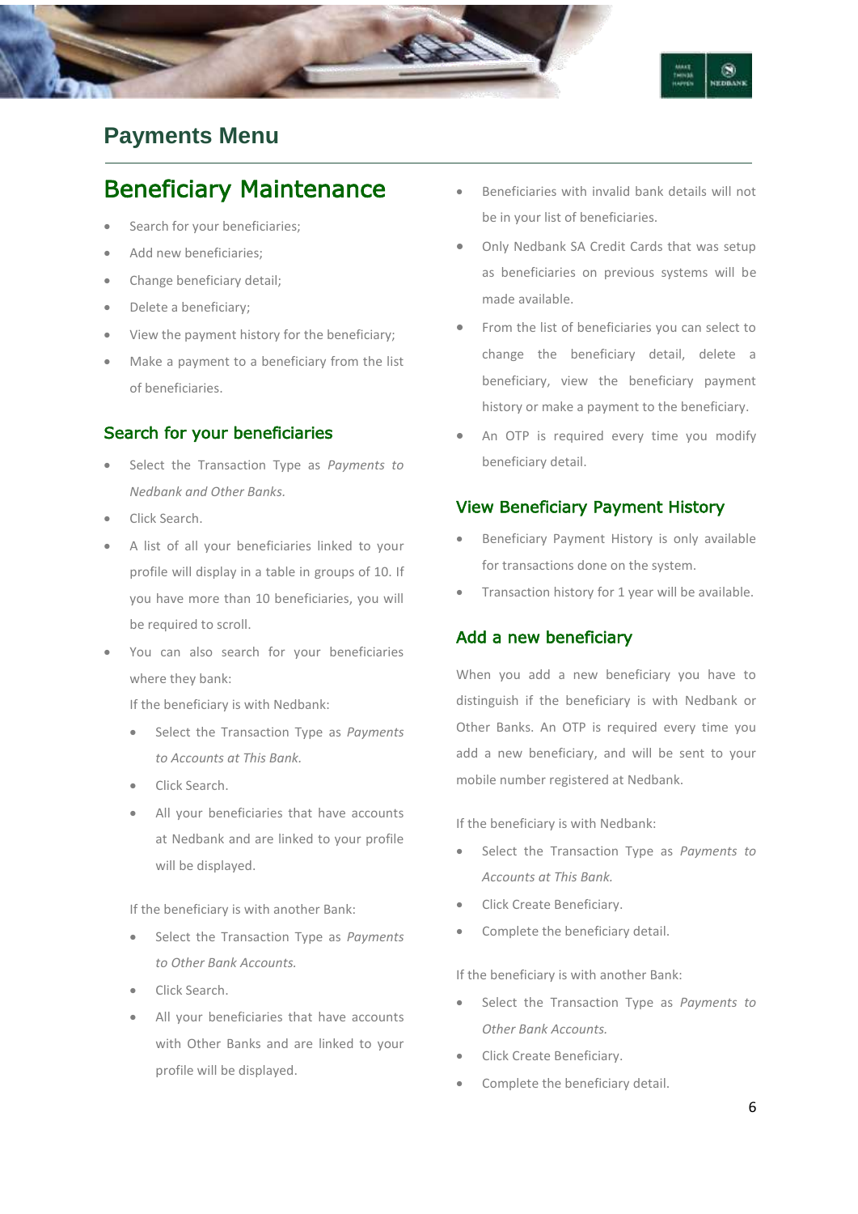# Payments Menu

## Beneficiary Maintenance

- Search for your beneficiaries;
- Add new beneficiaries;
- Change beneficiary detail;
- Delete a beneficiary;
- View the payment history for the beneficiary;
- Make a payment to a beneficiary from the list of beneficiaries.

### Search for your beneficiaries

- Select the Transaction Type as *Payments to Nedbank and Other Banks.*
- Click Search.
- A list of all your beneficiaries linked to your profile will display in a table in groups of 10. If you have more than 10 beneficiaries, you will be required to scroll.
- You can also search for your beneficiaries where they bank:

  If the beneficiary is with Nedbank:

  - Select the Transaction Type as *Payments to Accounts at This Bank.*
  - Click Search.
  - All your beneficiaries that have accounts at Nedbank and are linked to your profile will be displayed.

  If the beneficiary is with another Bank:

  - Select the Transaction Type as *Payments to Other Bank Accounts.*
  - Click Search.
  - All your beneficiaries that have accounts with Other Banks and are linked to your profile will be displayed.
- Beneficiaries with invalid bank details will not be in your list of beneficiaries.
- Only Nedbank SA Credit Cards that was setup as beneficiaries on previous systems will be made available.
- From the list of beneficiaries you can select to change the beneficiary detail, delete a beneficiary, view the beneficiary payment history or make a payment to the beneficiary.
- An OTP is required every time you modify beneficiary detail.

### View Beneficiary Payment History

- Beneficiary Payment History is only available for transactions done on the system.
- Transaction history for 1 year will be available.

### Add a new beneficiary

When you add a new beneficiary you have to distinguish if the beneficiary is with Nedbank or Other Banks. An OTP is required every time you add a new beneficiary, and will be sent to your mobile number registered at Nedbank.

If the beneficiary is with Nedbank:

- Select the Transaction Type as *Payments to Accounts at This Bank.*
- Click Create Beneficiary.
- Complete the beneficiary detail.

If the beneficiary is with another Bank:

- Select the Transaction Type as *Payments to Other Bank Accounts.*
- Click Create Beneficiary.
- Complete the beneficiary detail.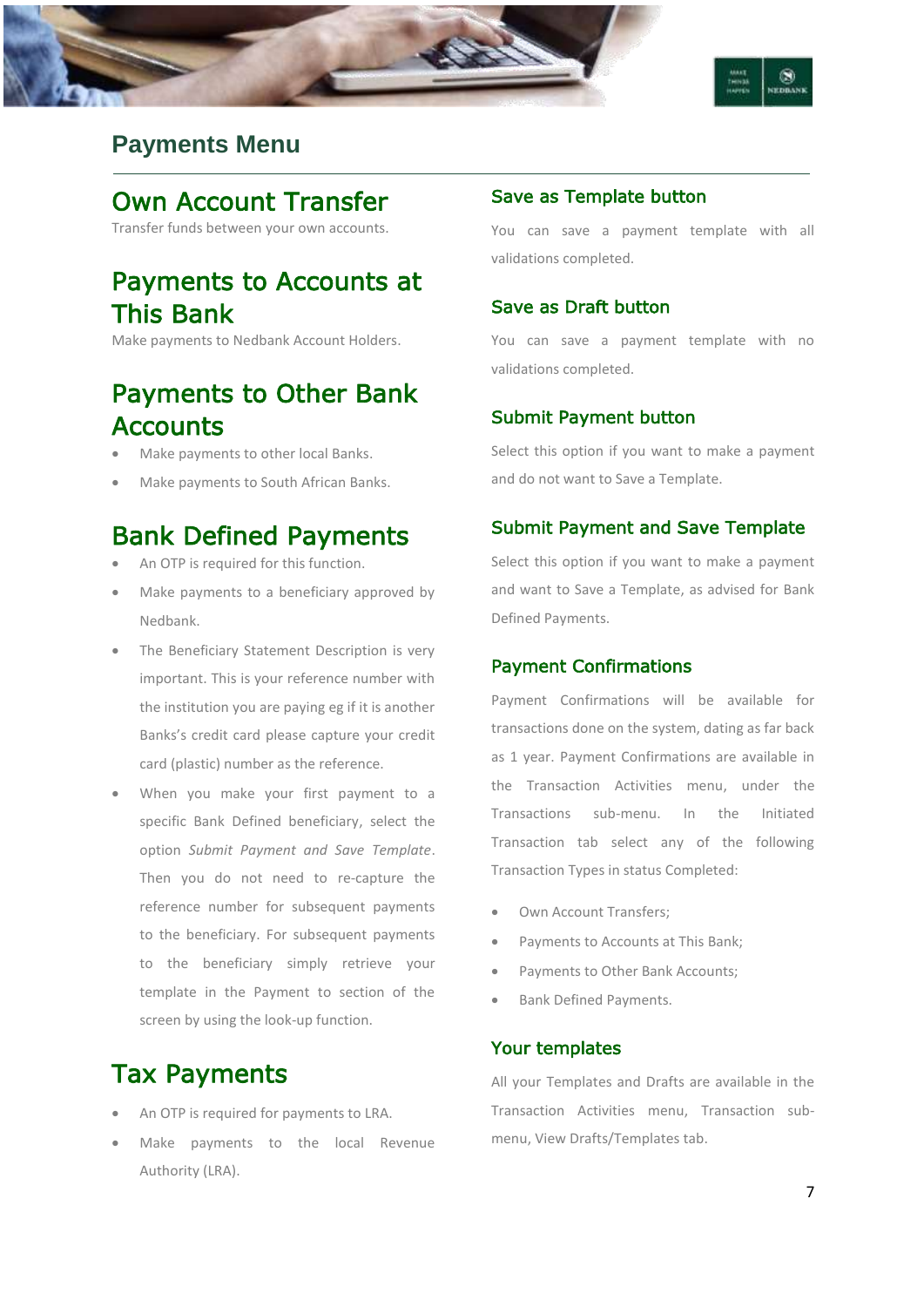# Payments Menu

## Own Account Transfer

Transfer funds between your own accounts.

## Payments to Accounts at This Bank

Make payments to Nedbank Account Holders.

## Payments to Other Bank Accounts

- Make payments to other local Banks.
- Make payments to South African Banks.

## Bank Defined Payments

- An OTP is required for this function.
- Make payments to a beneficiary approved by Nedbank.
- The Beneficiary Statement Description is very important. This is your reference number with the institution you are paying eg if it is another Banks's credit card please capture your credit card (plastic) number as the reference.
- When you make your first payment to a specific Bank Defined beneficiary, select the option *Submit Payment and Save Template*. Then you do not need to re-capture the reference number for subsequent payments to the beneficiary. For subsequent payments to the beneficiary simply retrieve your template in the Payment to section of the screen by using the look-up function.

## Tax Payments

- An OTP is required for payments to LRA.
- Make payments to the local Revenue Authority (LRA).

### Save as Template button

You can save a payment template with all validations completed.

### Save as Draft button

You can save a payment template with no validations completed.

### Submit Payment button

Select this option if you want to make a payment and do not want to Save a Template.

### Submit Payment and Save Template

Select this option if you want to make a payment and want to Save a Template, as advised for Bank Defined Payments.

### Payment Confirmations

Payment Confirmations will be available for transactions done on the system, dating as far back as 1 year. Payment Confirmations are available in the Transaction Activities menu, under the Transactions sub-menu. In the Initiated Transaction tab select any of the following Transaction Types in status Completed:

- Own Account Transfers;
- Payments to Accounts at This Bank;
- Payments to Other Bank Accounts;
- Bank Defined Payments.

### Your templates

All your Templates and Drafts are available in the Transaction Activities menu, Transaction sub-menu, View Drafts/Templates tab.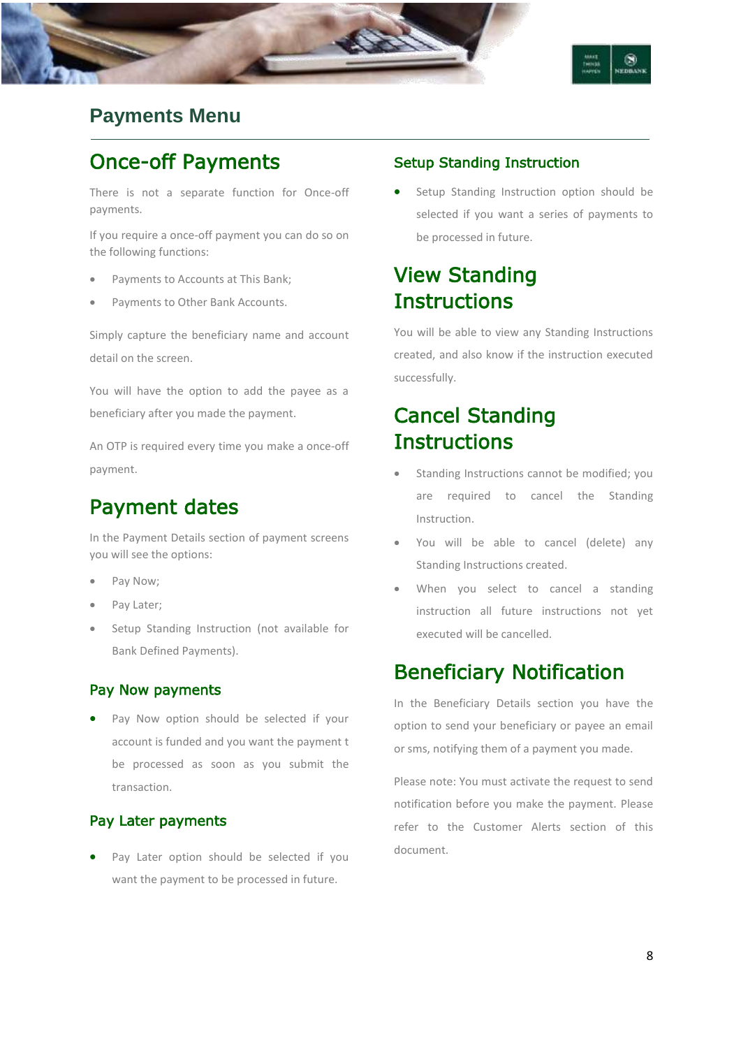# Payments Menu

## Once-off Payments

There is not a separate function for Once-off payments.

If you require a once-off payment you can do so on the following functions:

- Payments to Accounts at This Bank;
- Payments to Other Bank Accounts.

Simply capture the beneficiary name and account detail on the screen.

You will have the option to add the payee as a beneficiary after you made the payment.

An OTP is required every time you make a once-off payment.

## Payment dates

In the Payment Details section of payment screens you will see the options:

- Pay Now;
- Pay Later;
- Setup Standing Instruction (not available for Bank Defined Payments).

### Pay Now payments

- Pay Now option should be selected if your account is funded and you want the payment t be processed as soon as you submit the transaction.

### Pay Later payments

- Pay Later option should be selected if you want the payment to be processed in future.

### Setup Standing Instruction

- Setup Standing Instruction option should be selected if you want a series of payments to be processed in future.

## View Standing Instructions

You will be able to view any Standing Instructions created, and also know if the instruction executed successfully.

## Cancel Standing Instructions

- Standing Instructions cannot be modified; you are required to cancel the Standing Instruction.
- You will be able to cancel (delete) any Standing Instructions created.
- When you select to cancel a standing instruction all future instructions not yet executed will be cancelled.

## Beneficiary Notification

In the Beneficiary Details section you have the option to send your beneficiary or payee an email or sms, notifying them of a payment you made.

Please note: You must activate the request to send notification before you make the payment. Please refer to the Customer Alerts section of this document.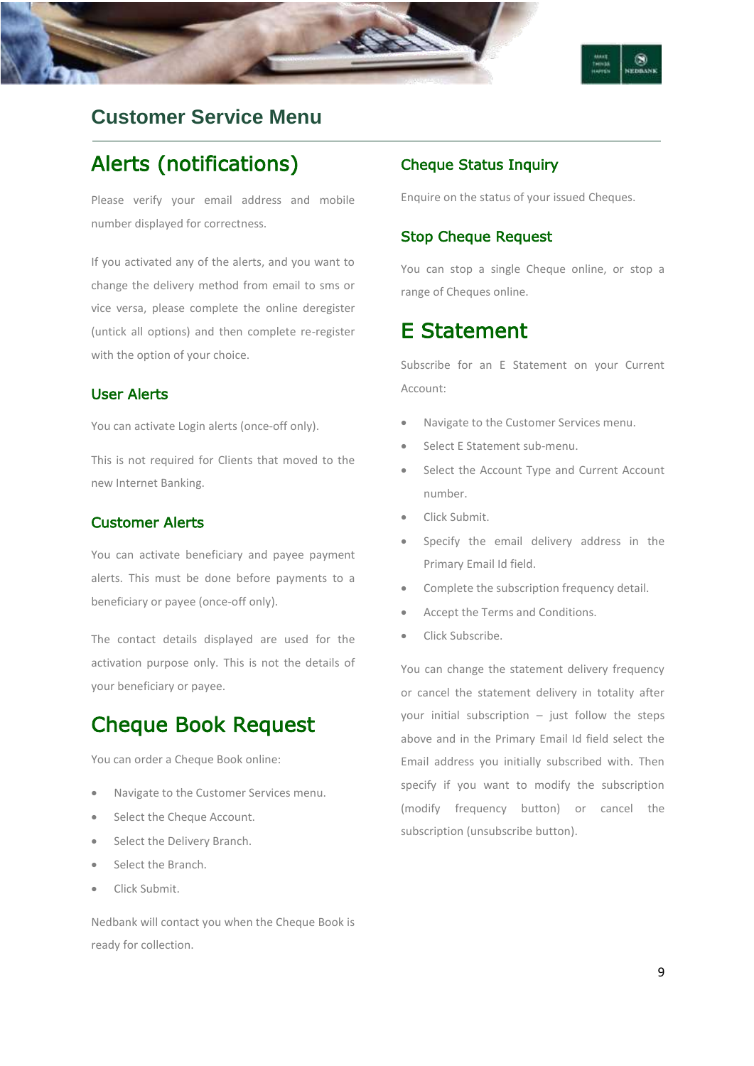# Customer Service Menu

## Alerts (notifications)

Please verify your email address and mobile number displayed for correctness.

If you activated any of the alerts, and you want to change the delivery method from email to sms or vice versa, please complete the online deregister (untick all options) and then complete re-register with the option of your choice.

### User Alerts

You can activate Login alerts (once-off only).

This is not required for Clients that moved to the new Internet Banking.

### Customer Alerts

You can activate beneficiary and payee payment alerts. This must be done before payments to a beneficiary or payee (once-off only).

The contact details displayed are used for the activation purpose only. This is not the details of your beneficiary or payee.

## Cheque Book Request

You can order a Cheque Book online:

- Navigate to the Customer Services menu.
- Select the Cheque Account.
- Select the Delivery Branch.
- Select the Branch.
- Click Submit.

Nedbank will contact you when the Cheque Book is ready for collection.

### Cheque Status Inquiry

Enquire on the status of your issued Cheques.

### Stop Cheque Request

You can stop a single Cheque online, or stop a range of Cheques online.

## E Statement

Subscribe for an E Statement on your Current Account:

- Navigate to the Customer Services menu.
- Select E Statement sub-menu.
- Select the Account Type and Current Account number.
- Click Submit.
- Specify the email delivery address in the Primary Email Id field.
- Complete the subscription frequency detail.
- Accept the Terms and Conditions.
- Click Subscribe.

You can change the statement delivery frequency or cancel the statement delivery in totality after your initial subscription – just follow the steps above and in the Primary Email Id field select the Email address you initially subscribed with. Then specify if you want to modify the subscription (modify frequency button) or cancel the subscription (unsubscribe button).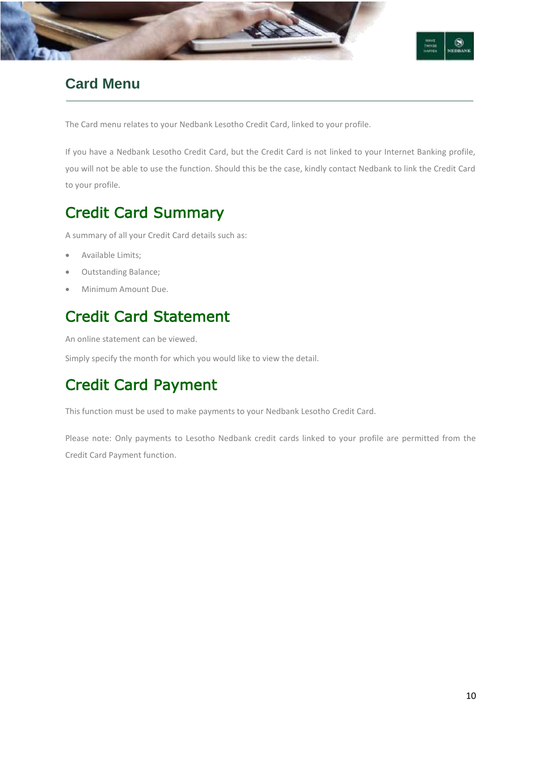# Card Menu

The Card menu relates to your Nedbank Lesotho Credit Card, linked to your profile.

If you have a Nedbank Lesotho Credit Card, but the Credit Card is not linked to your Internet Banking profile, you will not be able to use the function. Should this be the case, kindly contact Nedbank to link the Credit Card to your profile.

## Credit Card Summary

A summary of all your Credit Card details such as:

- Available Limits;
- Outstanding Balance;
- Minimum Amount Due.

## Credit Card Statement

An online statement can be viewed.

Simply specify the month for which you would like to view the detail.

## Credit Card Payment

This function must be used to make payments to your Nedbank Lesotho Credit Card.

Please note: Only payments to Lesotho Nedbank credit cards linked to your profile are permitted from the Credit Card Payment function.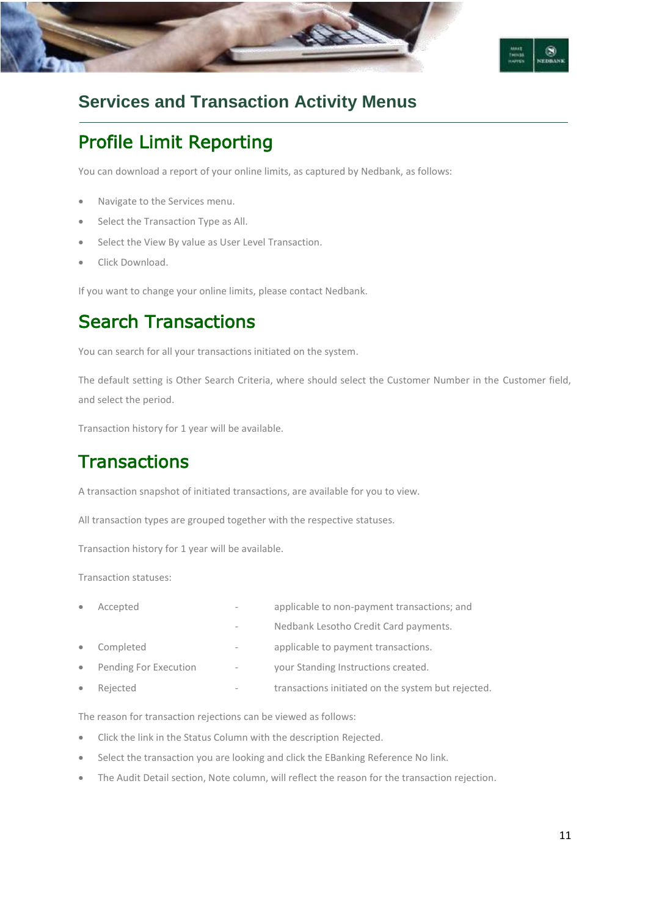# Services and Transaction Activity Menus

## Profile Limit Reporting

You can download a report of your online limits, as captured by Nedbank, as follows:

- Navigate to the Services menu.
- Select the Transaction Type as All.
- Select the View By value as User Level Transaction.
- Click Download.

If you want to change your online limits, please contact Nedbank.

## Search Transactions

You can search for all your transactions initiated on the system.

The default setting is Other Search Criteria, where should select the Customer Number in the Customer field, and select the period.

Transaction history for 1 year will be available.

## Transactions

A transaction snapshot of initiated transactions, are available for you to view.

All transaction types are grouped together with the respective statuses.

Transaction history for 1 year will be available.

Transaction statuses:

- Accepted - applicable to non-payment transactions; and
  - Nedbank Lesotho Credit Card payments.
- Completed - applicable to payment transactions.
- Pending For Execution - your Standing Instructions created.
- Rejected - transactions initiated on the system but rejected.

The reason for transaction rejections can be viewed as follows:

- Click the link in the Status Column with the description Rejected.
- Select the transaction you are looking and click the EBanking Reference No link.
- The Audit Detail section, Note column, will reflect the reason for the transaction rejection.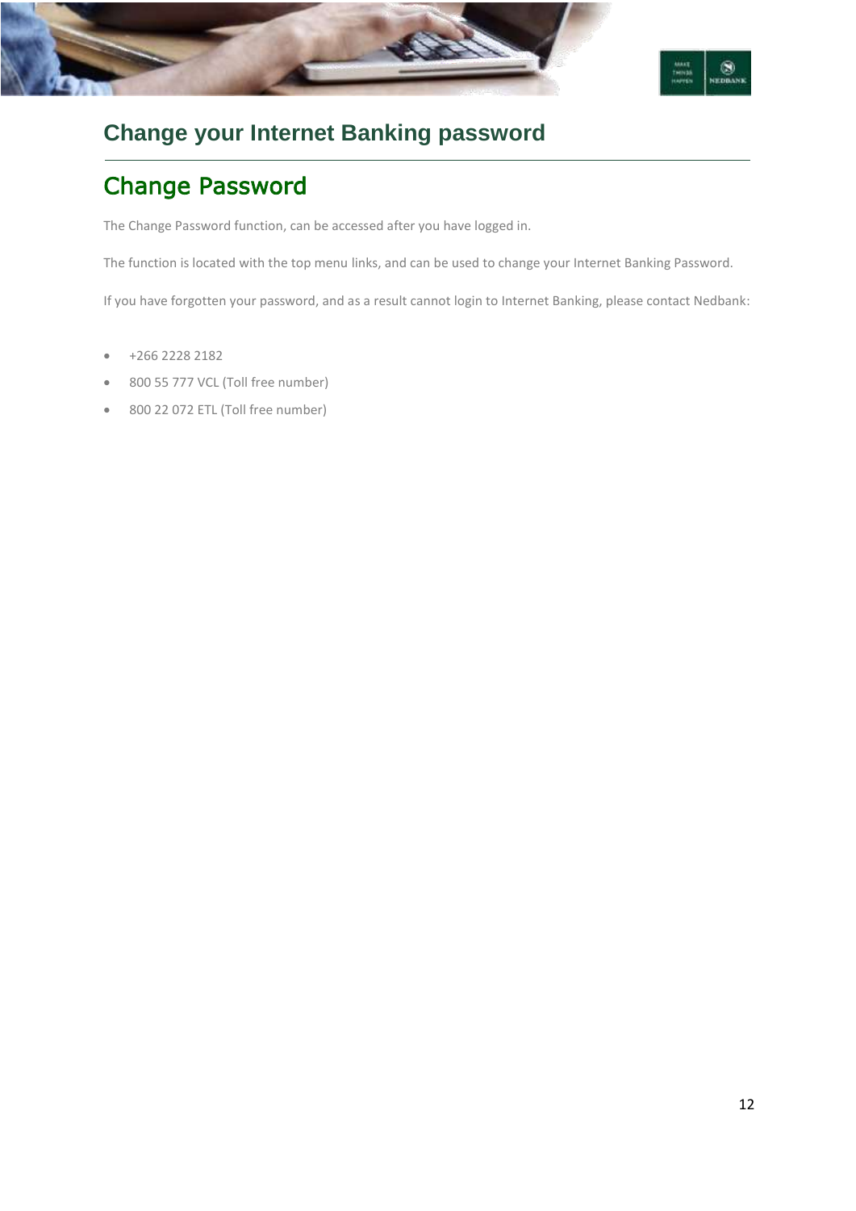# Change your Internet Banking password

## Change Password

The Change Password function, can be accessed after you have logged in.

The function is located with the top menu links, and can be used to change your Internet Banking Password.

If you have forgotten your password, and as a result cannot login to Internet Banking, please contact Nedbank:

- +266 2228 2182
- 800 55 777 VCL (Toll free number)
- 800 22 072 ETL (Toll free number)